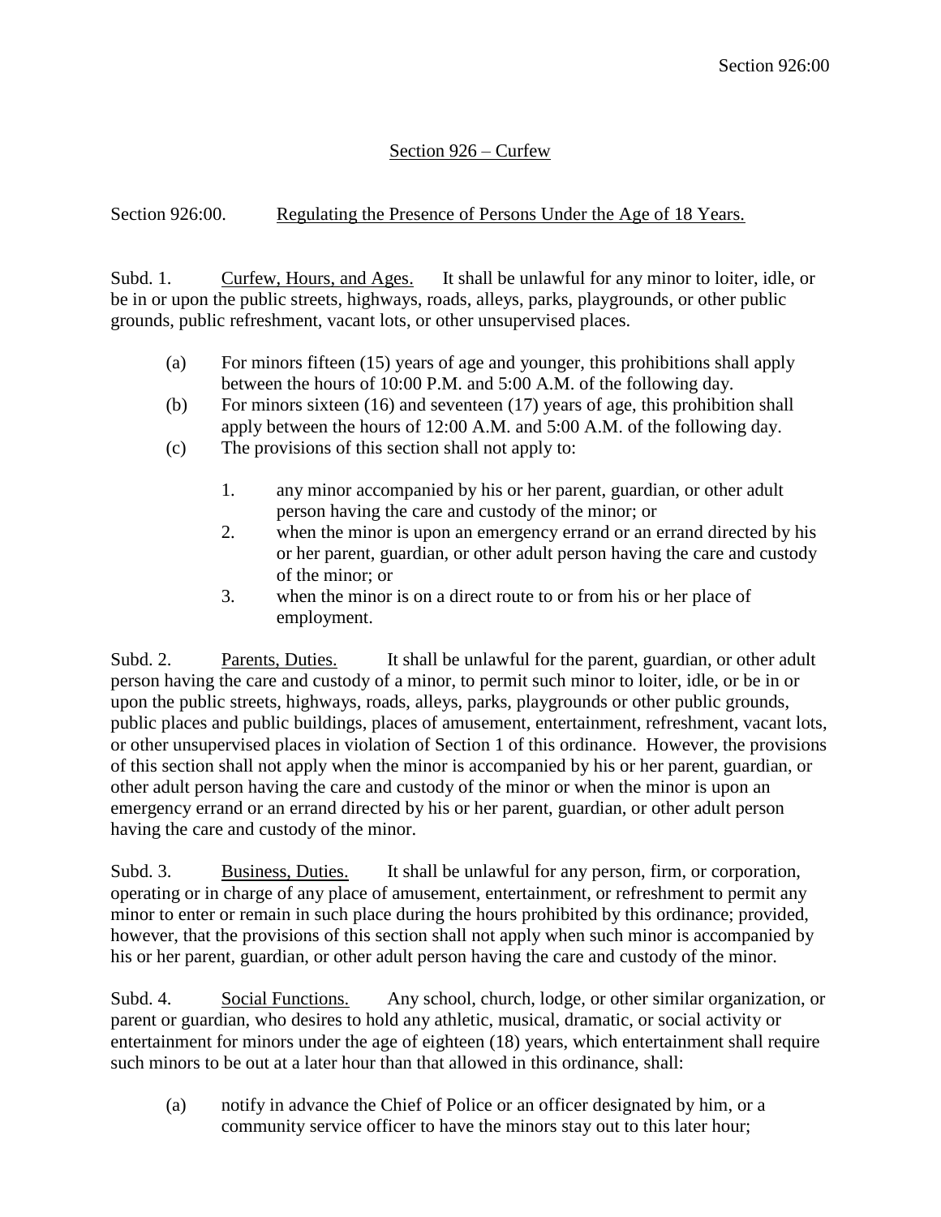## Section 926 – Curfew

### Section 926:00. Regulating the Presence of Persons Under the Age of 18 Years.

Subd. 1. Curfew, Hours, and Ages. It shall be unlawful for any minor to loiter, idle, or be in or upon the public streets, highways, roads, alleys, parks, playgrounds, or other public grounds, public refreshment, vacant lots, or other unsupervised places.

(a) For minors fifteen (15) years of age and younger, this prohibitions shall apply between the hours of 10:00 P.M. and 5:00 A.M. of the following day.

(b) For minors sixteen (16) and seventeen (17) years of age, this prohibition shall apply between the hours of 12:00 A.M. and 5:00 A.M. of the following day.

(c) The provisions of this section shall not apply to:

1. any minor accompanied by his or her parent, guardian, or other adult person having the care and custody of the minor; or
2. when the minor is upon an emergency errand or an errand directed by his or her parent, guardian, or other adult person having the care and custody of the minor; or
3. when the minor is on a direct route to or from his or her place of employment.

Subd. 2. Parents, Duties. It shall be unlawful for the parent, guardian, or other adult person having the care and custody of a minor, to permit such minor to loiter, idle, or be in or upon the public streets, highways, roads, alleys, parks, playgrounds or other public grounds, public places and public buildings, places of amusement, entertainment, refreshment, vacant lots, or other unsupervised places in violation of Section 1 of this ordinance. However, the provisions of this section shall not apply when the minor is accompanied by his or her parent, guardian, or other adult person having the care and custody of the minor or when the minor is upon an emergency errand or an errand directed by his or her parent, guardian, or other adult person having the care and custody of the minor.

Subd. 3. Business, Duties. It shall be unlawful for any person, firm, or corporation, operating or in charge of any place of amusement, entertainment, or refreshment to permit any minor to enter or remain in such place during the hours prohibited by this ordinance; provided, however, that the provisions of this section shall not apply when such minor is accompanied by his or her parent, guardian, or other adult person having the care and custody of the minor.

Subd. 4. Social Functions. Any school, church, lodge, or other similar organization, or parent or guardian, who desires to hold any athletic, musical, dramatic, or social activity or entertainment for minors under the age of eighteen (18) years, which entertainment shall require such minors to be out at a later hour than that allowed in this ordinance, shall:

(a) notify in advance the Chief of Police or an officer designated by him, or a community service officer to have the minors stay out to this later hour;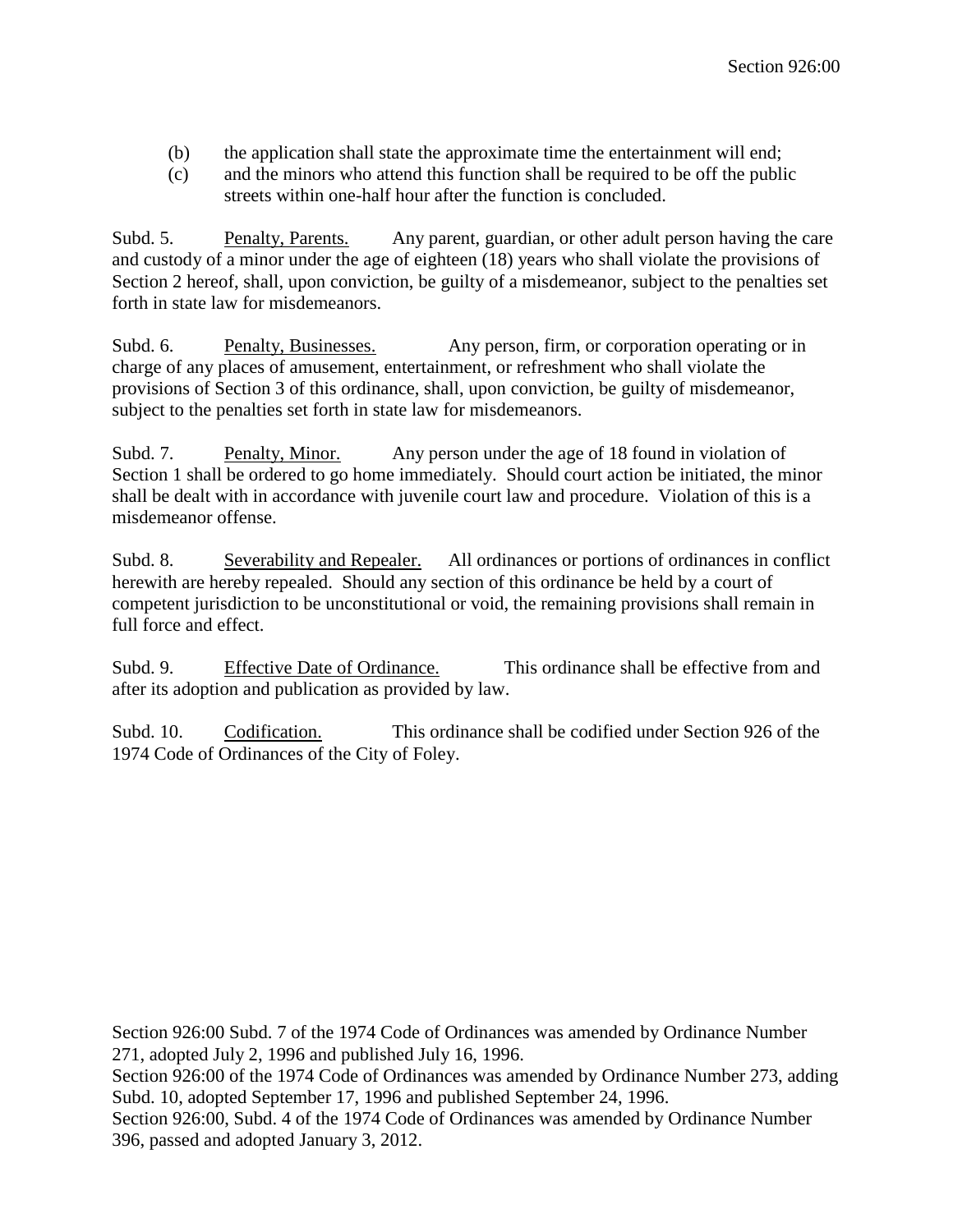(b) the application shall state the approximate time the entertainment will end;

(c) and the minors who attend this function shall be required to be off the public streets within one-half hour after the function is concluded.

Subd. 5. Penalty, Parents. Any parent, guardian, or other adult person having the care and custody of a minor under the age of eighteen (18) years who shall violate the provisions of Section 2 hereof, shall, upon conviction, be guilty of a misdemeanor, subject to the penalties set forth in state law for misdemeanors.

Subd. 6. Penalty, Businesses. Any person, firm, or corporation operating or in charge of any places of amusement, entertainment, or refreshment who shall violate the provisions of Section 3 of this ordinance, shall, upon conviction, be guilty of misdemeanor, subject to the penalties set forth in state law for misdemeanors.

Subd. 7. Penalty, Minor. Any person under the age of 18 found in violation of Section 1 shall be ordered to go home immediately. Should court action be initiated, the minor shall be dealt with in accordance with juvenile court law and procedure. Violation of this is a misdemeanor offense.

Subd. 8. Severability and Repealer. All ordinances or portions of ordinances in conflict herewith are hereby repealed. Should any section of this ordinance be held by a court of competent jurisdiction to be unconstitutional or void, the remaining provisions shall remain in full force and effect.

Subd. 9. Effective Date of Ordinance. This ordinance shall be effective from and after its adoption and publication as provided by law.

Subd. 10. Codification. This ordinance shall be codified under Section 926 of the 1974 Code of Ordinances of the City of Foley.

Section 926:00 Subd. 7 of the 1974 Code of Ordinances was amended by Ordinance Number 271, adopted July 2, 1996 and published July 16, 1996.
Section 926:00 of the 1974 Code of Ordinances was amended by Ordinance Number 273, adding Subd. 10, adopted September 17, 1996 and published September 24, 1996.
Section 926:00, Subd. 4 of the 1974 Code of Ordinances was amended by Ordinance Number 396, passed and adopted January 3, 2012.